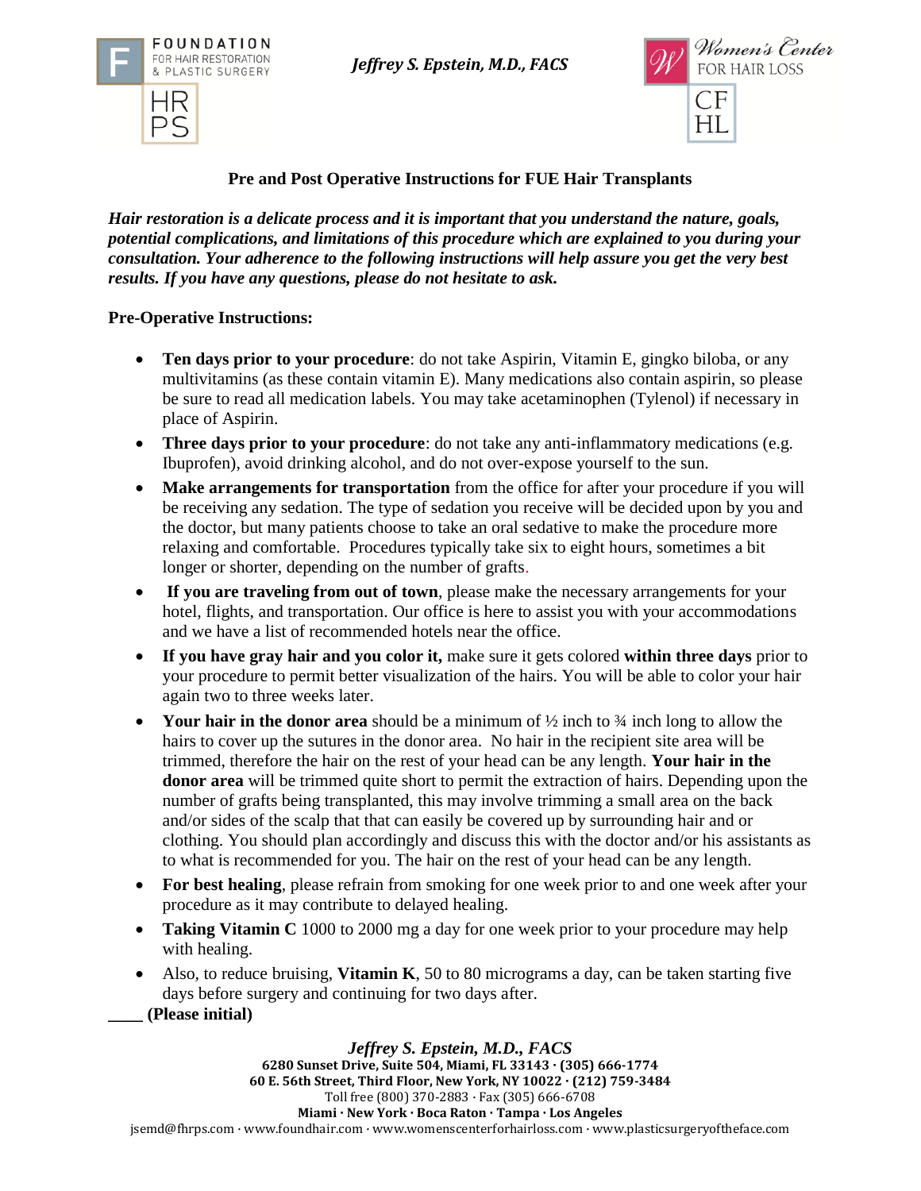**Jeffrey S. Epstein, M.D., FACS**

# Pre and Post Operative Instructions for FUE Hair Transplants

***Hair restoration is a delicate process and it is important that you understand the nature, goals, potential complications, and limitations of this procedure which are explained to you during your consultation. Your adherence to the following instructions will help assure you get the very best results. If you have any questions, please do not hesitate to ask.***

## Pre-Operative Instructions:

- **Ten days prior to your procedure**: do not take Aspirin, Vitamin E, gingko biloba, or any multivitamins (as these contain vitamin E). Many medications also contain aspirin, so please be sure to read all medication labels. You may take acetaminophen (Tylenol) if necessary in place of Aspirin.
- **Three days prior to your procedure**: do not take any anti-inflammatory medications (e.g. Ibuprofen), avoid drinking alcohol, and do not over-expose yourself to the sun.
- **Make arrangements for transportation** from the office for after your procedure if you will be receiving any sedation. The type of sedation you receive will be decided upon by you and the doctor, but many patients choose to take an oral sedative to make the procedure more relaxing and comfortable. Procedures typically take six to eight hours, sometimes a bit longer or shorter, depending on the number of grafts.
- **If you are traveling from out of town**, please make the necessary arrangements for your hotel, flights, and transportation. Our office is here to assist you with your accommodations and we have a list of recommended hotels near the office.
- **If you have gray hair and you color it,** make sure it gets colored **within three days** prior to your procedure to permit better visualization of the hairs. You will be able to color your hair again two to three weeks later.
- **Your hair in the donor area** should be a minimum of ½ inch to ¾ inch long to allow the hairs to cover up the sutures in the donor area. No hair in the recipient site area will be trimmed, therefore the hair on the rest of your head can be any length. **Your hair in the donor area** will be trimmed quite short to permit the extraction of hairs. Depending upon the number of grafts being transplanted, this may involve trimming a small area on the back and/or sides of the scalp that that can easily be covered up by surrounding hair and or clothing. You should plan accordingly and discuss this with the doctor and/or his assistants as to what is recommended for you. The hair on the rest of your head can be any length.
- **For best healing**, please refrain from smoking for one week prior to and one week after your procedure as it may contribute to delayed healing.
- **Taking Vitamin C** 1000 to 2000 mg a day for one week prior to your procedure may help with healing.
- Also, to reduce bruising, **Vitamin K**, 50 to 80 micrograms a day, can be taken starting five days before surgery and continuing for two days after.

**____ (Please initial)**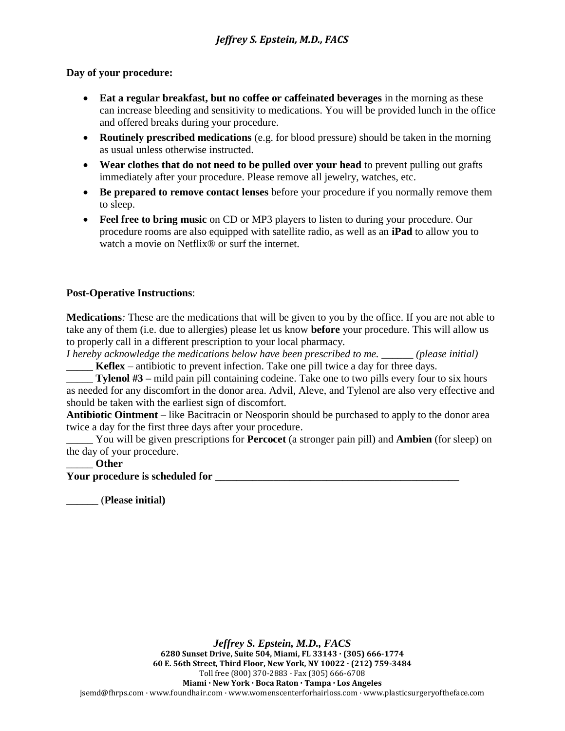**Day of your procedure:**

- **Eat a regular breakfast, but no coffee or caffeinated beverages** in the morning as these can increase bleeding and sensitivity to medications. You will be provided lunch in the office and offered breaks during your procedure.
- **Routinely prescribed medications** (e.g. for blood pressure) should be taken in the morning as usual unless otherwise instructed.
- **Wear clothes that do not need to be pulled over your head** to prevent pulling out grafts immediately after your procedure. Please remove all jewelry, watches, etc.
- **Be prepared to remove contact lenses** before your procedure if you normally remove them to sleep.
- **Feel free to bring music** on CD or MP3 players to listen to during your procedure. Our procedure rooms are also equipped with satellite radio, as well as an **iPad** to allow you to watch a movie on Netflix® or surf the internet.

**Post-Operative Instructions**:

**Medications***:* These are the medications that will be given to you by the office. If you are not able to take any of them (i.e. due to allergies) please let us know **before** your procedure. This will allow us to properly call in a different prescription to your local pharmacy.

*I hereby acknowledge the medications below have been prescribed to me. ______ (please initial)*

_____ **Keflex** – antibiotic to prevent infection. Take one pill twice a day for three days.

_____ **Tylenol #3 –** mild pain pill containing codeine. Take one to two pills every four to six hours as needed for any discomfort in the donor area. Advil, Aleve, and Tylenol are also very effective and should be taken with the earliest sign of discomfort.

**Antibiotic Ointment** – like Bacitracin or Neosporin should be purchased to apply to the donor area twice a day for the first three days after your procedure.

_____ You will be given prescriptions for **Percocet** (a stronger pain pill) and **Ambien** (for sleep) on the day of your procedure.

_____ **Other**

**Your procedure is scheduled for ________________________________________________**

______ (**Please initial)**

***Jeffrey S. Epstein, M.D., FACS***

**6280 Sunset Drive, Suite 504, Miami, FL 33143 · (305) 666-1774**

**60 E. 56th Street, Third Floor, New York, NY 10022 · (212) 759-3484**

Toll free (800) 370-2883 · Fax (305) 666-6708

**Miami · New York · Boca Raton · Tampa · Los Angeles**

jsemd@fhrps.com · www.foundhair.com · www.womenscenterforhairloss.com · www.plasticsurgeryoftheface.com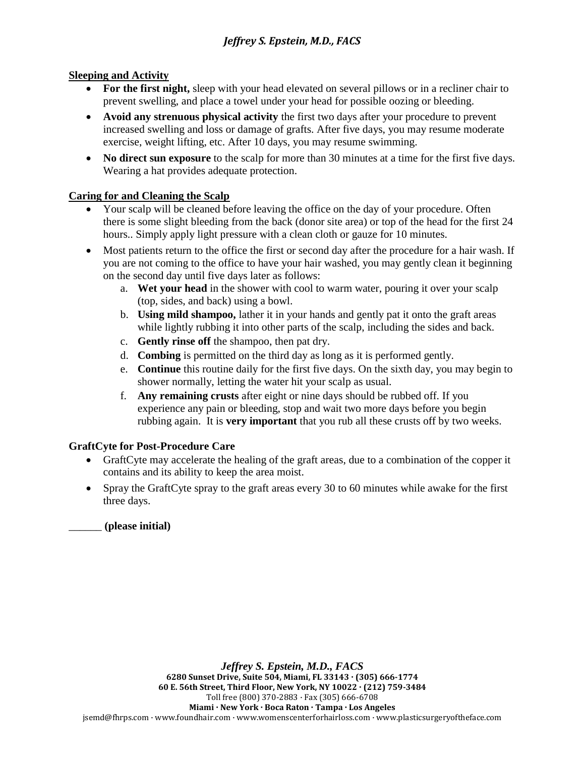## Sleeping and Activity

- **For the first night,** sleep with your head elevated on several pillows or in a recliner chair to prevent swelling, and place a towel under your head for possible oozing or bleeding.
- **Avoid any strenuous physical activity** the first two days after your procedure to prevent increased swelling and loss or damage of grafts. After five days, you may resume moderate exercise, weight lifting, etc. After 10 days, you may resume swimming.
- **No direct sun exposure** to the scalp for more than 30 minutes at a time for the first five days. Wearing a hat provides adequate protection.

## Caring for and Cleaning the Scalp

- Your scalp will be cleaned before leaving the office on the day of your procedure. Often there is some slight bleeding from the back (donor site area) or top of the head for the first 24 hours.. Simply apply light pressure with a clean cloth or gauze for 10 minutes.
- Most patients return to the office the first or second day after the procedure for a hair wash. If you are not coming to the office to have your hair washed, you may gently clean it beginning on the second day until five days later as follows:
  a. **Wet your head** in the shower with cool to warm water, pouring it over your scalp (top, sides, and back) using a bowl.
  b. **Using mild shampoo,** lather it in your hands and gently pat it onto the graft areas while lightly rubbing it into other parts of the scalp, including the sides and back.
  c. **Gently rinse off** the shampoo, then pat dry.
  d. **Combing** is permitted on the third day as long as it is performed gently.
  e. **Continue** this routine daily for the first five days. On the sixth day, you may begin to shower normally, letting the water hit your scalp as usual.
  f. **Any remaining crusts** after eight or nine days should be rubbed off. If you experience any pain or bleeding, stop and wait two more days before you begin rubbing again. It is **very important** that you rub all these crusts off by two weeks.

## GraftCyte for Post-Procedure Care

- GraftCyte may accelerate the healing of the graft areas, due to a combination of the copper it contains and its ability to keep the area moist.
- Spray the GraftCyte spray to the graft areas every 30 to 60 minutes while awake for the first three days.

______ **(please initial)**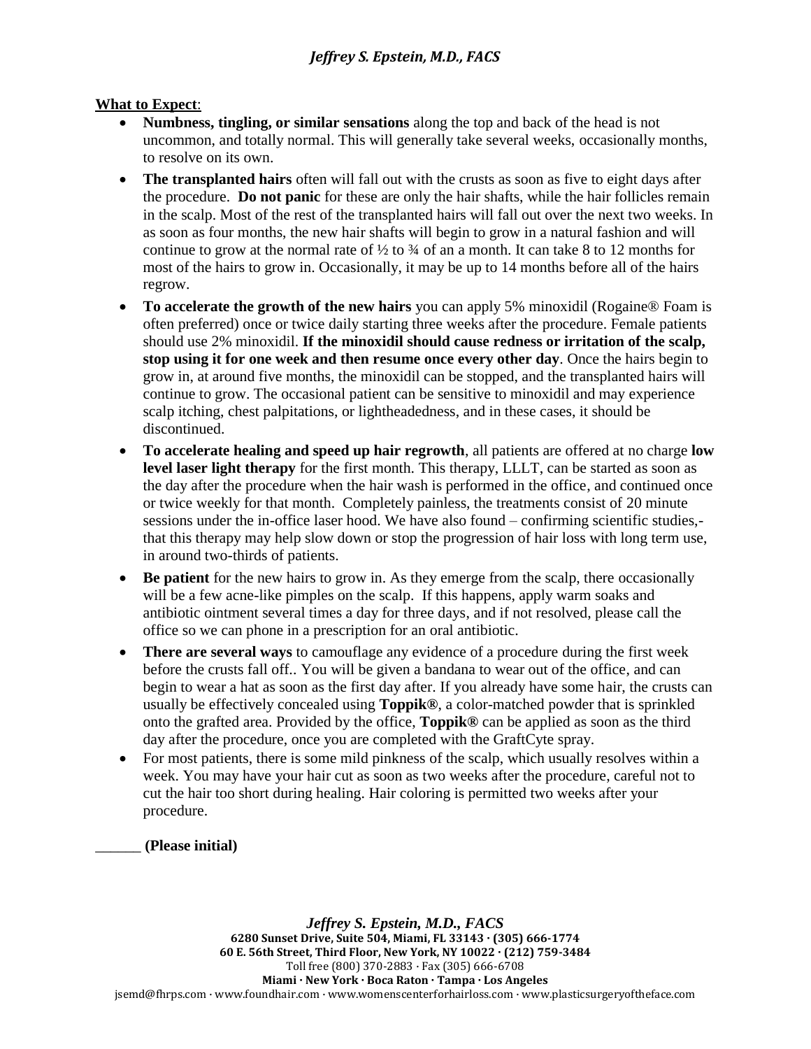**What to Expect**:

- **Numbness, tingling, or similar sensations** along the top and back of the head is not uncommon, and totally normal. This will generally take several weeks, occasionally months, to resolve on its own.
- **The transplanted hairs** often will fall out with the crusts as soon as five to eight days after the procedure. **Do not panic** for these are only the hair shafts, while the hair follicles remain in the scalp. Most of the rest of the transplanted hairs will fall out over the next two weeks. In as soon as four months, the new hair shafts will begin to grow in a natural fashion and will continue to grow at the normal rate of ½ to ¾ of an a month. It can take 8 to 12 months for most of the hairs to grow in. Occasionally, it may be up to 14 months before all of the hairs regrow.
- **To accelerate the growth of the new hairs** you can apply 5% minoxidil (Rogaine® Foam is often preferred) once or twice daily starting three weeks after the procedure. Female patients should use 2% minoxidil. **If the minoxidil should cause redness or irritation of the scalp, stop using it for one week and then resume once every other day**. Once the hairs begin to grow in, at around five months, the minoxidil can be stopped, and the transplanted hairs will continue to grow. The occasional patient can be sensitive to minoxidil and may experience scalp itching, chest palpitations, or lightheadedness, and in these cases, it should be discontinued.
- **To accelerate healing and speed up hair regrowth**, all patients are offered at no charge **low level laser light therapy** for the first month. This therapy, LLLT, can be started as soon as the day after the procedure when the hair wash is performed in the office, and continued once or twice weekly for that month. Completely painless, the treatments consist of 20 minute sessions under the in-office laser hood. We have also found – confirming scientific studies,- that this therapy may help slow down or stop the progression of hair loss with long term use, in around two-thirds of patients.
- **Be patient** for the new hairs to grow in. As they emerge from the scalp, there occasionally will be a few acne-like pimples on the scalp. If this happens, apply warm soaks and antibiotic ointment several times a day for three days, and if not resolved, please call the office so we can phone in a prescription for an oral antibiotic.
- **There are several ways** to camouflage any evidence of a procedure during the first week before the crusts fall off.. You will be given a bandana to wear out of the office, and can begin to wear a hat as soon as the first day after. If you already have some hair, the crusts can usually be effectively concealed using **Toppik®**, a color-matched powder that is sprinkled onto the grafted area. Provided by the office, **Toppik®** can be applied as soon as the third day after the procedure, once you are completed with the GraftCyte spray.
- For most patients, there is some mild pinkness of the scalp, which usually resolves within a week. You may have your hair cut as soon as two weeks after the procedure, careful not to cut the hair too short during healing. Hair coloring is permitted two weeks after your procedure.

______ **(Please initial)**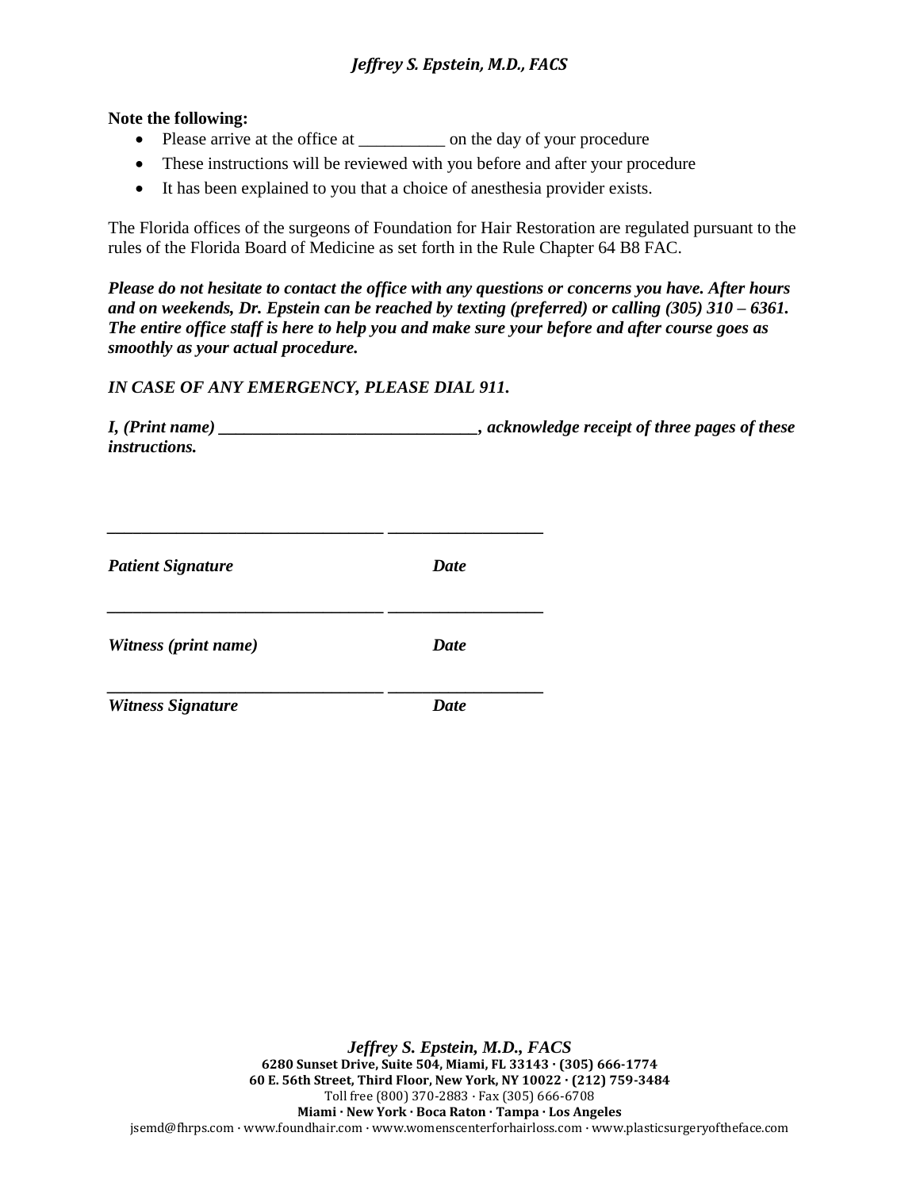**Note the following:**

- Please arrive at the office at __________ on the day of your procedure
- These instructions will be reviewed with you before and after your procedure
- It has been explained to you that a choice of anesthesia provider exists.

The Florida offices of the surgeons of Foundation for Hair Restoration are regulated pursuant to the rules of the Florida Board of Medicine as set forth in the Rule Chapter 64 B8 FAC.

***Please do not hesitate to contact the office with any questions or concerns you have. After hours and on weekends, Dr. Epstein can be reached by texting (preferred) or calling (305) 310 – 6361. The entire office staff is here to help you and make sure your before and after course goes as smoothly as your actual procedure.***

*IN CASE OF ANY EMERGENCY, PLEASE DIAL 911.*

***I, (Print name) ______________________________, acknowledge receipt of three pages of these instructions.***

_______________________________ _________________

***Patient Signature*** ***Date***

_______________________________ _________________

***Witness (print name)*** ***Date***

_______________________________ _________________

***Witness Signature*** ***Date***

*Jeffrey S. Epstein, M.D., FACS*
**6280 Sunset Drive, Suite 504, Miami, FL 33143 · (305) 666-1774**
**60 E. 56th Street, Third Floor, New York, NY 10022 · (212) 759-3484**
Toll free (800) 370-2883 · Fax (305) 666-6708
**Miami · New York · Boca Raton · Tampa · Los Angeles**
jsemd@fhrps.com · www.foundhair.com · www.womenscenterforhairloss.com · www.plasticsurgeryoftheface.com